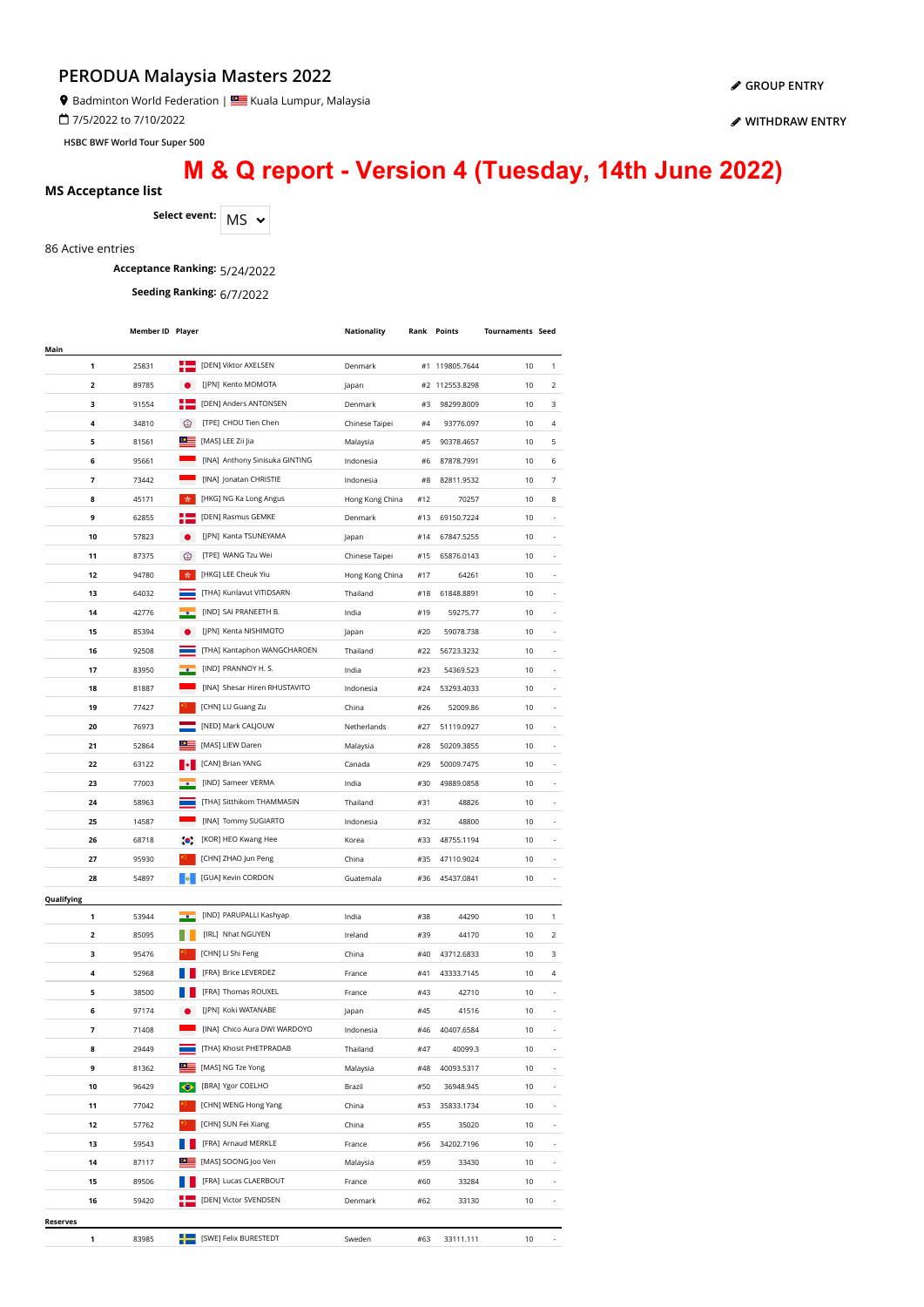# PERODUA Malaysia Masters 2022

Badminton World Federation | Kuala Lumpur, Malaysia

7/5/2022 to 7/10/2022

HSBC BWF World Tour Super 500

GROUP ENTRY

WITHDRAW ENTRY

## M & Q report - Version 4 (Tuesday, 14th June 2022)

### MS Acceptance list

**Select event:** MS

86 Active entries

**Acceptance Ranking:** 5/24/2022

**Seeding Ranking:** 6/7/2022

| | Member ID | Player | Nationality | Rank | Points | Tournaments | Seed |
|---|---|---|---|---|---|---|---|
| **Main** | | | | | | | |
| 1 | 25831 | [DEN] Viktor AXELSEN | Denmark | #1 | 119805.7644 | 10 | 1 |
| 2 | 89785 | [JPN] Kento MOMOTA | Japan | #2 | 112553.8298 | 10 | 2 |
| 3 | 91554 | [DEN] Anders ANTONSEN | Denmark | #3 | 98299.8009 | 10 | 3 |
| 4 | 34810 | [TPE] CHOU Tien Chen | Chinese Taipei | #4 | 93776.097 | 10 | 4 |
| 5 | 81561 | [MAS] LEE Zii Jia | Malaysia | #5 | 90378.4657 | 10 | 5 |
| 6 | 95661 | [INA] Anthony Sinisuka GINTING | Indonesia | #6 | 87878.7991 | 10 | 6 |
| 7 | 73442 | [INA] Jonatan CHRISTIE | Indonesia | #8 | 82811.9532 | 10 | 7 |
| 8 | 45171 | [HKG] NG Ka Long Angus | Hong Kong China | #12 | 70257 | 10 | 8 |
| 9 | 62855 | [DEN] Rasmus GEMKE | Denmark | #13 | 69150.7224 | 10 | - |
| 10 | 57823 | [JPN] Kanta TSUNEYAMA | Japan | #14 | 67847.5255 | 10 | - |
| 11 | 87375 | [TPE] WANG Tzu Wei | Chinese Taipei | #15 | 65876.0143 | 10 | - |
| 12 | 94780 | [HKG] LEE Cheuk Yiu | Hong Kong China | #17 | 64261 | 10 | - |
| 13 | 64032 | [THA] Kunlavut VITIDSARN | Thailand | #18 | 61848.8891 | 10 | - |
| 14 | 42776 | [IND] SAI PRANEETH B. | India | #19 | 59275.77 | 10 | - |
| 15 | 85394 | [JPN] Kenta NISHIMOTO | Japan | #20 | 59078.738 | 10 | - |
| 16 | 92508 | [THA] Kantaphon WANGCHAROEN | Thailand | #22 | 56723.3232 | 10 | - |
| 17 | 83950 | [IND] PRANNOY H. S. | India | #23 | 54369.523 | 10 | - |
| 18 | 81887 | [INA] Shesar Hiren RHUSTAVITO | Indonesia | #24 | 53293.4033 | 10 | - |
| 19 | 77427 | [CHN] LU Guang Zu | China | #26 | 52009.86 | 10 | - |
| 20 | 76973 | [NED] Mark CALJOUW | Netherlands | #27 | 51119.0927 | 10 | - |
| 21 | 52864 | [MAS] LIEW Daren | Malaysia | #28 | 50209.3855 | 10 | - |
| 22 | 63122 | [CAN] Brian YANG | Canada | #29 | 50009.7475 | 10 | - |
| 23 | 77003 | [IND] Sameer VERMA | India | #30 | 49889.0858 | 10 | - |
| 24 | 58963 | [THA] Sitthikom THAMMASIN | Thailand | #31 | 48826 | 10 | - |
| 25 | 14587 | [INA] Tommy SUGIARTO | Indonesia | #32 | 48800 | 10 | - |
| 26 | 68718 | [KOR] HEO Kwang Hee | Korea | #33 | 48755.1194 | 10 | - |
| 27 | 95930 | [CHN] ZHAO Jun Peng | China | #35 | 47110.9024 | 10 | - |
| 28 | 54897 | [GUA] Kevin CORDON | Guatemala | #36 | 45437.0841 | 10 | - |
| **Qualifying** | | | | | | | |
| 1 | 53944 | [IND] PARUPALLI Kashyap | India | #38 | 44290 | 10 | 1 |
| 2 | 85095 | [IRL] Nhat NGUYEN | Ireland | #39 | 44170 | 10 | 2 |
| 3 | 95476 | [CHN] LI Shi Feng | China | #40 | 43712.6833 | 10 | 3 |
| 4 | 52968 | [FRA] Brice LEVERDEZ | France | #41 | 43333.7145 | 10 | 4 |
| 5 | 38500 | [FRA] Thomas ROUXEL | France | #43 | 42710 | 10 | - |
| 6 | 97174 | [JPN] Koki WATANABE | Japan | #45 | 41516 | 10 | - |
| 7 | 71408 | [INA] Chico Aura DWI WARDOYO | Indonesia | #46 | 40407.6584 | 10 | - |
| 8 | 29449 | [THA] Khosit PHETPRADAB | Thailand | #47 | 40099.3 | 10 | - |
| 9 | 81362 | [MAS] NG Tze Yong | Malaysia | #48 | 40093.5317 | 10 | - |
| 10 | 96429 | [BRA] Ygor COELHO | Brazil | #50 | 36948.945 | 10 | - |
| 11 | 77042 | [CHN] WENG Hong Yang | China | #53 | 35833.1734 | 10 | - |
| 12 | 57762 | [CHN] SUN Fei Xiang | China | #55 | 35020 | 10 | - |
| 13 | 59543 | [FRA] Arnaud MERKLE | France | #56 | 34202.7196 | 10 | - |
| 14 | 87117 | [MAS] SOONG Joo Ven | Malaysia | #59 | 33430 | 10 | - |
| 15 | 89506 | [FRA] Lucas CLAERBOUT | France | #60 | 33284 | 10 | - |
| 16 | 59420 | [DEN] Victor SVENDSEN | Denmark | #62 | 33130 | 10 | - |
| **Reserves** | | | | | | | |
| 1 | 83985 | [SWE] Felix BURESTEDT | Sweden | #63 | 33111.111 | 10 | - |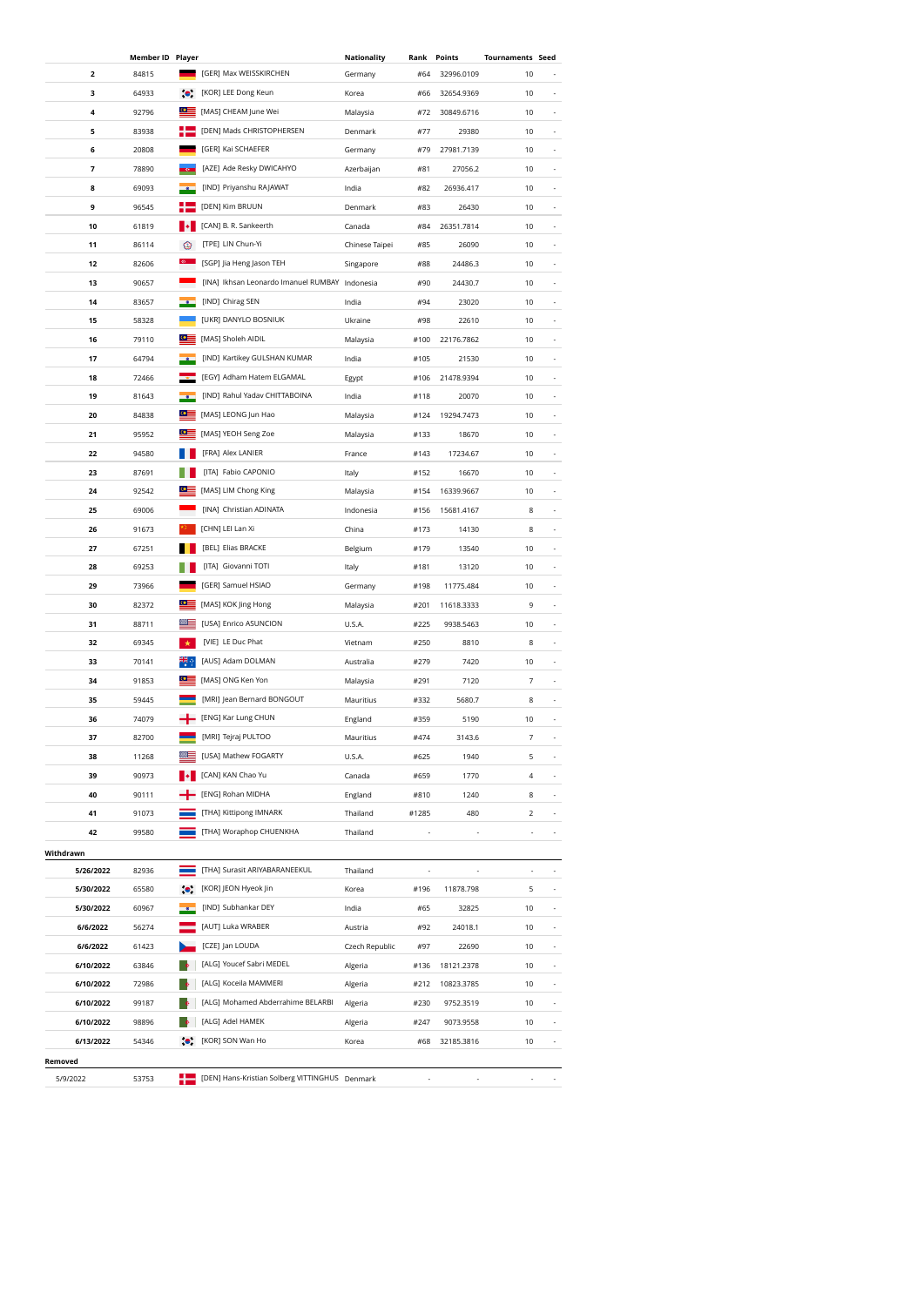|  | Member ID | Player | Nationality | Rank | Points | Tournaments | Seed |
|---|---|---|---|---|---|---|---|
| 2 | 84815 | [GER] Max WEISSKIRCHEN | Germany | #64 | 32996.0109 | 10 | - |
| 3 | 64933 | [KOR] LEE Dong Keun | Korea | #66 | 32654.9369 | 10 | - |
| 4 | 92796 | [MAS] CHEAM June Wei | Malaysia | #72 | 30849.6716 | 10 | - |
| 5 | 83938 | [DEN] Mads CHRISTOPHERSEN | Denmark | #77 | 29380 | 10 | - |
| 6 | 20808 | [GER] Kai SCHAEFER | Germany | #79 | 27981.7139 | 10 | - |
| 7 | 78890 | [AZE] Ade Resky DWICAHYO | Azerbaijan | #81 | 27056.2 | 10 | - |
| 8 | 69093 | [IND] Priyanshu RAJAWAT | India | #82 | 26936.417 | 10 | - |
| 9 | 96545 | [DEN] Kim BRUUN | Denmark | #83 | 26430 | 10 | - |
| 10 | 61819 | [CAN] B. R. Sankeerth | Canada | #84 | 26351.7814 | 10 | - |
| 11 | 86114 | [TPE] LIN Chun-Yi | Chinese Taipei | #85 | 26090 | 10 | - |
| 12 | 82606 | [SGP] Jia Heng Jason TEH | Singapore | #88 | 24486.3 | 10 | - |
| 13 | 90657 | [INA] Ikhsan Leonardo Imanuel RUMBAY | Indonesia | #90 | 24430.7 | 10 | - |
| 14 | 83657 | [IND] Chirag SEN | India | #94 | 23020 | 10 | - |
| 15 | 58328 | [UKR] DANYLO BOSNIUK | Ukraine | #98 | 22610 | 10 | - |
| 16 | 79110 | [MAS] Sholeh AIDIL | Malaysia | #100 | 22176.7862 | 10 | - |
| 17 | 64794 | [IND] Kartikey GULSHAN KUMAR | India | #105 | 21530 | 10 | - |
| 18 | 72466 | [EGY] Adham Hatem ELGAMAL | Egypt | #106 | 21478.9394 | 10 | - |
| 19 | 81643 | [IND] Rahul Yadav CHITTABOINA | India | #118 | 20070 | 10 | - |
| 20 | 84838 | [MAS] LEONG Jun Hao | Malaysia | #124 | 19294.7473 | 10 | - |
| 21 | 95952 | [MAS] YEOH Seng Zoe | Malaysia | #133 | 18670 | 10 | - |
| 22 | 94580 | [FRA] Alex LANIER | France | #143 | 17234.67 | 10 | - |
| 23 | 87691 | [ITA] Fabio CAPONIO | Italy | #152 | 16670 | 10 | - |
| 24 | 92542 | [MAS] LIM Chong King | Malaysia | #154 | 16339.9667 | 10 | - |
| 25 | 69006 | [INA] Christian ADINATA | Indonesia | #156 | 15681.4167 | 8 | - |
| 26 | 91673 | [CHN] LEI Lan Xi | China | #173 | 14130 | 8 | - |
| 27 | 67251 | [BEL] Elias BRACKE | Belgium | #179 | 13540 | 10 | - |
| 28 | 69253 | [ITA] Giovanni TOTI | Italy | #181 | 13120 | 10 | - |
| 29 | 73966 | [GER] Samuel HSIAO | Germany | #198 | 11775.484 | 10 | - |
| 30 | 82372 | [MAS] KOK Jing Hong | Malaysia | #201 | 11618.3333 | 9 | - |
| 31 | 88711 | [USA] Enrico ASUNCION | U.S.A. | #225 | 9938.5463 | 10 | - |
| 32 | 69345 | [VIE] LE Duc Phat | Vietnam | #250 | 8810 | 8 | - |
| 33 | 70141 | [AUS] Adam DOLMAN | Australia | #279 | 7420 | 10 | - |
| 34 | 91853 | [MAS] ONG Ken Yon | Malaysia | #291 | 7120 | 7 | - |
| 35 | 59445 | [MRI] Jean Bernard BONGOUT | Mauritius | #332 | 5680.7 | 8 | - |
| 36 | 74079 | [ENG] Kar Lung CHUN | England | #359 | 5190 | 10 | - |
| 37 | 82700 | [MRI] Tejraj PULTOO | Mauritius | #474 | 3143.6 | 7 | - |
| 38 | 11268 | [USA] Mathew FOGARTY | U.S.A. | #625 | 1940 | 5 | - |
| 39 | 90973 | [CAN] KAN Chao Yu | Canada | #659 | 1770 | 4 | - |
| 40 | 90111 | [ENG] Rohan MIDHA | England | #810 | 1240 | 8 | - |
| 41 | 91073 | [THA] Kittipong IMNARK | Thailand | #1285 | 480 | 2 | - |
| 42 | 99580 | [THA] Woraphop CHUENKHA | Thailand | - | - | - | - |

**Withdrawn**

|  | Member ID | Player | Nationality | Rank | Points | Tournaments | Seed |
|---|---|---|---|---|---|---|---|
| 5/26/2022 | 82936 | [THA] Surasit ARIYABARANEEKUL | Thailand | - | - | - | - |
| 5/30/2022 | 65580 | [KOR] JEON Hyeok Jin | Korea | #196 | 11878.798 | 5 | - |
| 5/30/2022 | 60967 | [IND] Subhankar DEY | India | #65 | 32825 | 10 | - |
| 6/6/2022 | 56274 | [AUT] Luka WRABER | Austria | #92 | 24018.1 | 10 | - |
| 6/6/2022 | 61423 | [CZE] Jan LOUDA | Czech Republic | #97 | 22690 | 10 | - |
| 6/10/2022 | 63846 | [ALG] Youcef Sabri MEDEL | Algeria | #136 | 18121.2378 | 10 | - |
| 6/10/2022 | 72986 | [ALG] Koceila MAMMERI | Algeria | #212 | 10823.3785 | 10 | - |
| 6/10/2022 | 99187 | [ALG] Mohamed Abderrahime BELARBI | Algeria | #230 | 9752.3519 | 10 | - |
| 6/10/2022 | 98896 | [ALG] Adel HAMEK | Algeria | #247 | 9073.9558 | 10 | - |
| 6/13/2022 | 54346 | [KOR] SON Wan Ho | Korea | #68 | 32185.3816 | 10 | - |

**Removed**

|  | Member ID | Player | Nationality | Rank | Points | Tournaments | Seed |
|---|---|---|---|---|---|---|---|
| 5/9/2022 | 53753 | [DEN] Hans-Kristian Solberg VITTINGHUS | Denmark | - | - | - | - |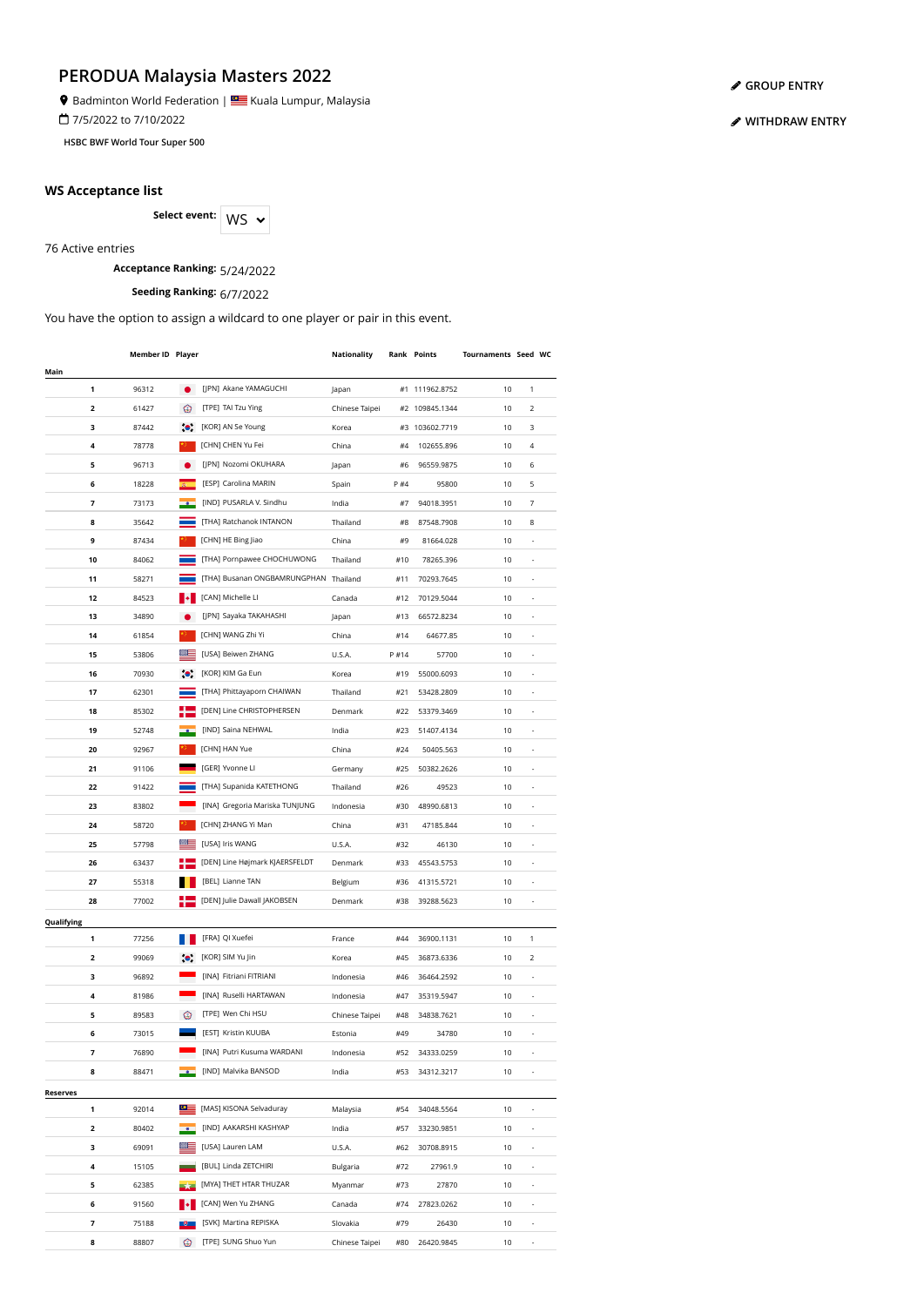# PERODUA Malaysia Masters 2022

Badminton World Federation | Kuala Lumpur, Malaysia

7/5/2022 to 7/10/2022

**HSBC BWF World Tour Super 500**

GROUP ENTRY

WITHDRAW ENTRY

## WS Acceptance list

**Select event:** WS

76 Active entries

**Acceptance Ranking:** 5/24/2022

**Seeding Ranking:** 6/7/2022

You have the option to assign a wildcard to one player or pair in this event.

| | Member ID | Player | Nationality | Rank | Points | Tournaments | Seed | WC |
|---|---|---|---|---|---|---|---|---|
| **Main** | | | | | | | | |
| 1 | 96312 | [JPN] Akane YAMAGUCHI | Japan | #1 | 111962.8752 | 10 | 1 | |
| 2 | 61427 | [TPE] TAI Tzu Ying | Chinese Taipei | #2 | 109845.1344 | 10 | 2 | |
| 3 | 87442 | [KOR] AN Se Young | Korea | #3 | 103602.7719 | 10 | 3 | |
| 4 | 78778 | [CHN] CHEN Yu Fei | China | #4 | 102655.896 | 10 | 4 | |
| 5 | 96713 | [JPN] Nozomi OKUHARA | Japan | #6 | 96559.9875 | 10 | 6 | |
| 6 | 18228 | [ESP] Carolina MARIN | Spain | P #4 | 95800 | 10 | 5 | |
| 7 | 73173 | [IND] PUSARLA V. Sindhu | India | #7 | 94018.3951 | 10 | 7 | |
| 8 | 35642 | [THA] Ratchanok INTANON | Thailand | #8 | 87548.7908 | 10 | 8 | |
| 9 | 87434 | [CHN] HE Bing Jiao | China | #9 | 81664.028 | 10 | - | |
| 10 | 84062 | [THA] Pornpawee CHOCHUWONG | Thailand | #10 | 78265.396 | 10 | - | |
| 11 | 58271 | [THA] Busanan ONGBAMRUNGPHAN | Thailand | #11 | 70293.7645 | 10 | - | |
| 12 | 84523 | [CAN] Michelle LI | Canada | #12 | 70129.5044 | 10 | - | |
| 13 | 34890 | [JPN] Sayaka TAKAHASHI | Japan | #13 | 66572.8234 | 10 | - | |
| 14 | 61854 | [CHN] WANG Zhi Yi | China | #14 | 64677.85 | 10 | - | |
| 15 | 53806 | [USA] Beiwen ZHANG | U.S.A. | P #14 | 57700 | 10 | - | |
| 16 | 70930 | [KOR] KIM Ga Eun | Korea | #19 | 55000.6093 | 10 | - | |
| 17 | 62301 | [THA] Phittayaporn CHAIWAN | Thailand | #21 | 53428.2809 | 10 | - | |
| 18 | 85302 | [DEN] Line CHRISTOPHERSEN | Denmark | #22 | 53379.3469 | 10 | - | |
| 19 | 52748 | [IND] Saina NEHWAL | India | #23 | 51407.4134 | 10 | - | |
| 20 | 92967 | [CHN] HAN Yue | China | #24 | 50405.563 | 10 | - | |
| 21 | 91106 | [GER] Yvonne LI | Germany | #25 | 50382.2626 | 10 | - | |
| 22 | 91422 | [THA] Supanida KATETHONG | Thailand | #26 | 49523 | 10 | - | |
| 23 | 83802 | [INA] Gregoria Mariska TUNJUNG | Indonesia | #30 | 48990.6813 | 10 | - | |
| 24 | 58720 | [CHN] ZHANG Yi Man | China | #31 | 47185.844 | 10 | - | |
| 25 | 57798 | [USA] Iris WANG | U.S.A. | #32 | 46130 | 10 | - | |
| 26 | 63437 | [DEN] Line Højmark KJAERSFELDT | Denmark | #33 | 45543.5753 | 10 | - | |
| 27 | 55318 | [BEL] Lianne TAN | Belgium | #36 | 41315.5721 | 10 | - | |
| 28 | 77002 | [DEN] Julie Dawall JAKOBSEN | Denmark | #38 | 39288.5623 | 10 | - | |
| **Qualifying** | | | | | | | | |
| 1 | 77256 | [FRA] QI Xuefei | France | #44 | 36900.1131 | 10 | 1 | |
| 2 | 99069 | [KOR] SIM Yu Jin | Korea | #45 | 36873.6336 | 10 | 2 | |
| 3 | 96892 | [INA] Fitriani FITRIANI | Indonesia | #46 | 36464.2592 | 10 | - | |
| 4 | 81986 | [INA] Ruselli HARTAWAN | Indonesia | #47 | 35319.5947 | 10 | - | |
| 5 | 89583 | [TPE] Wen Chi HSU | Chinese Taipei | #48 | 34838.7621 | 10 | - | |
| 6 | 73015 | [EST] Kristin KUUBA | Estonia | #49 | 34780 | 10 | - | |
| 7 | 76890 | [INA] Putri Kusuma WARDANI | Indonesia | #52 | 34333.0259 | 10 | - | |
| 8 | 88471 | [IND] Malvika BANSOD | India | #53 | 34312.3217 | 10 | - | |
| **Reserves** | | | | | | | | |
| 1 | 92014 | [MAS] KISONA Selvaduray | Malaysia | #54 | 34048.5564 | 10 | - | |
| 2 | 80402 | [IND] AAKARSHI KASHYAP | India | #57 | 33230.9851 | 10 | - | |
| 3 | 69091 | [USA] Lauren LAM | U.S.A. | #62 | 30708.8915 | 10 | - | |
| 4 | 15105 | [BUL] Linda ZETCHIRI | Bulgaria | #72 | 27961.9 | 10 | - | |
| 5 | 62385 | [MYA] THET HTAR THUZAR | Myanmar | #73 | 27870 | 10 | - | |
| 6 | 91560 | [CAN] Wen Yu ZHANG | Canada | #74 | 27823.0262 | 10 | - | |
| 7 | 75188 | [SVK] Martina REPISKA | Slovakia | #79 | 26430 | 10 | - | |
| 8 | 88807 | [TPE] SUNG Shuo Yun | Chinese Taipei | #80 | 26420.9845 | 10 | - | |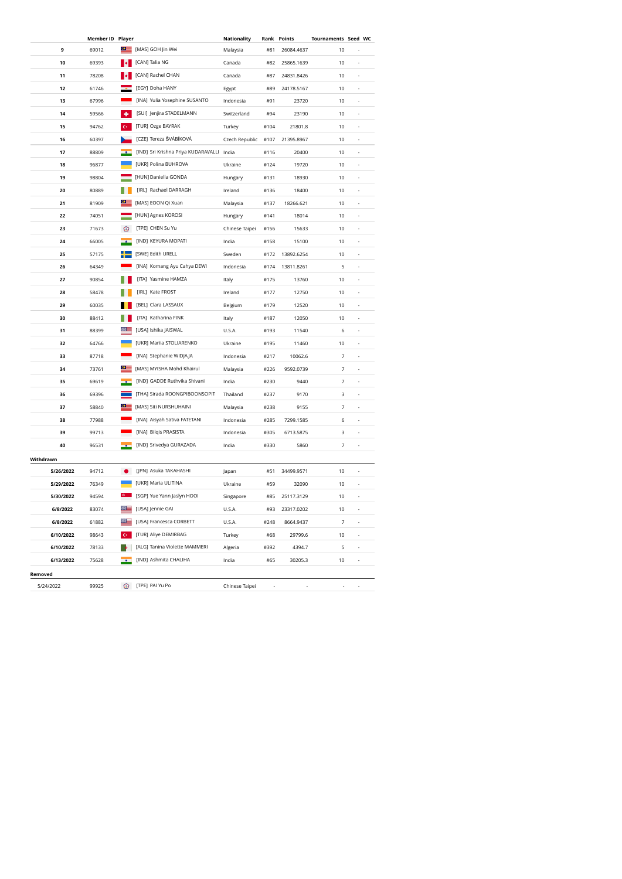| | Member ID | Player | Nationality | Rank | Points | Tournaments | Seed | WC |
|---|---|---|---|---|---|---|---|---|
| 9 | 69012 | [MAS] GOH Jin Wei | Malaysia | #81 | 26084.4637 | 10 | | - |
| 10 | 69393 | [CAN] Talia NG | Canada | #82 | 25865.1639 | 10 | | - |
| 11 | 78208 | [CAN] Rachel CHAN | Canada | #87 | 24831.8426 | 10 | | - |
| 12 | 61746 | [EGY] Doha HANY | Egypt | #89 | 24178.5167 | 10 | | - |
| 13 | 67996 | [INA] Yulia Yosephine SUSANTO | Indonesia | #91 | 23720 | 10 | | - |
| 14 | 59566 | [SUI] Jenjira STADELMANN | Switzerland | #94 | 23190 | 10 | | - |
| 15 | 94762 | [TUR] Ozge BAYRAK | Turkey | #104 | 21801.8 | 10 | | - |
| 16 | 60397 | [CZE] Tereza ŠVÁBÍKOVÁ | Czech Republic | #107 | 21395.8967 | 10 | | - |
| 17 | 88809 | [IND] Sri Krishna Priya KUDARAVALLI | India | #116 | 20400 | 10 | | - |
| 18 | 96877 | [UKR] Polina BUHROVA | Ukraine | #124 | 19720 | 10 | | - |
| 19 | 98804 | [HUN] Daniella GONDA | Hungary | #131 | 18930 | 10 | | - |
| 20 | 80889 | [IRL] Rachael DARRAGH | Ireland | #136 | 18400 | 10 | | - |
| 21 | 81909 | [MAS] EOON Qi Xuan | Malaysia | #137 | 18266.621 | 10 | | - |
| 22 | 74051 | [HUN] Agnes KOROSI | Hungary | #141 | 18014 | 10 | | - |
| 23 | 71673 | [TPE] CHEN Su Yu | Chinese Taipei | #156 | 15633 | 10 | | - |
| 24 | 66005 | [IND] KEYURA MOPATI | India | #158 | 15100 | 10 | | - |
| 25 | 57175 | [SWE] Edith URELL | Sweden | #172 | 13892.6254 | 10 | | - |
| 26 | 64349 | [INA] Komang Ayu Cahya DEWI | Indonesia | #174 | 13811.8261 | 5 | | - |
| 27 | 90854 | [ITA] Yasmine HAMZA | Italy | #175 | 13760 | 10 | | - |
| 28 | 58478 | [IRL] Kate FROST | Ireland | #177 | 12750 | 10 | | - |
| 29 | 60035 | [BEL] Clara LASSAUX | Belgium | #179 | 12520 | 10 | | - |
| 30 | 88412 | [ITA] Katharina FINK | Italy | #187 | 12050 | 10 | | - |
| 31 | 88399 | [USA] Ishika JAISWAL | U.S.A. | #193 | 11540 | 6 | | - |
| 32 | 64766 | [UKR] Mariia STOLIARENKO | Ukraine | #195 | 11460 | 10 | | - |
| 33 | 87718 | [INA] Stephanie WIDJAJA | Indonesia | #217 | 10062.6 | 7 | | - |
| 34 | 73761 | [MAS] MYISHA Mohd Khairul | Malaysia | #226 | 9592.0739 | 7 | | - |
| 35 | 69619 | [IND] GADDE Ruthvika Shivani | India | #230 | 9440 | 7 | | - |
| 36 | 69396 | [THA] Sirada ROONGPIBOONSOPIT | Thailand | #237 | 9170 | 3 | | - |
| 37 | 58840 | [MAS] Siti NURSHUHAINI | Malaysia | #238 | 9155 | 7 | | - |
| 38 | 77988 | [INA] Aisyah Sativa FATETANI | Indonesia | #285 | 7299.1585 | 6 | | - |
| 39 | 99713 | [INA] Bilqis PRASISTA | Indonesia | #305 | 6713.5875 | 3 | | - |
| 40 | 96531 | [IND] Srivedya GURAZADA | India | #330 | 5860 | 7 | | - |
| **Withdrawn** | | | | | | | | |
| 5/26/2022 | 94712 | [JPN] Asuka TAKAHASHI | Japan | #51 | 34499.9571 | 10 | | - |
| 5/29/2022 | 76349 | [UKR] Maria ULITINA | Ukraine | #59 | 32090 | 10 | | - |
| 5/30/2022 | 94594 | [SGP] Yue Yann Jaslyn HOOI | Singapore | #85 | 25117.3129 | 10 | | - |
| 6/8/2022 | 83074 | [USA] Jennie GAI | U.S.A. | #93 | 23317.0202 | 10 | | - |
| 6/8/2022 | 61882 | [USA] Francesca CORBETT | U.S.A. | #248 | 8664.9437 | 7 | | - |
| 6/10/2022 | 98643 | [TUR] Aliye DEMIRBAG | Turkey | #68 | 29799.6 | 10 | | - |
| 6/10/2022 | 78133 | [ALG] Tanina Violette MAMMERI | Algeria | #392 | 4394.7 | 5 | | - |
| 6/13/2022 | 75628 | [IND] Ashmita CHALIHA | India | #65 | 30205.3 | 10 | | - |
| **Removed** | | | | | | | | |
| 5/24/2022 | 99925 | [TPE] PAI Yu Po | Chinese Taipei | - | - | - | | - |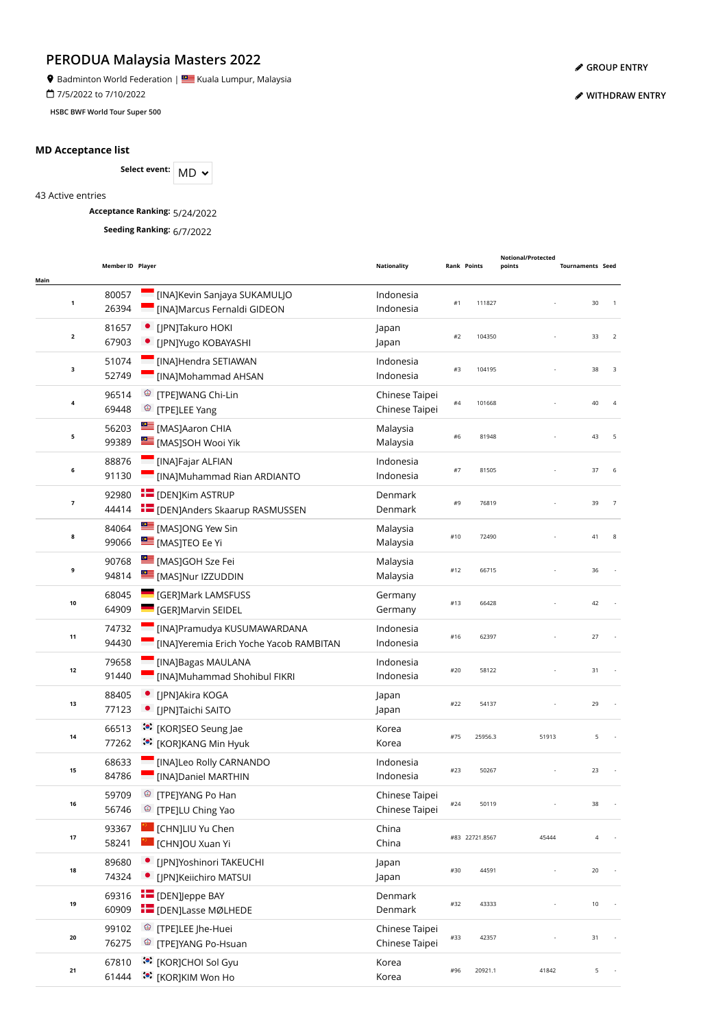# PERODUA Malaysia Masters 2022

Badminton World Federation | Kuala Lumpur, Malaysia

7/5/2022 to 7/10/2022

HSBC BWF World Tour Super 500

GROUP ENTRY

WITHDRAW ENTRY

## MD Acceptance list

**Select event:** MD

43 Active entries

**Acceptance Ranking:** 5/24/2022

**Seeding Ranking:** 6/7/2022

| Main | Member ID | Player | Nationality | Rank | Points | Notional/Protected points | Tournaments | Seed |
|---|---|---|---|---|---|---|---|---|
| 1 | 80057<br>26394 | [INA]Kevin Sanjaya SUKAMULJO<br>[INA]Marcus Fernaldi GIDEON | Indonesia<br>Indonesia | #1 | 111827 | - | 30 | 1 |
| 2 | 81657<br>67903 | [JPN]Takuro HOKI<br>[JPN]Yugo KOBAYASHI | Japan<br>Japan | #2 | 104350 | - | 33 | 2 |
| 3 | 51074<br>52749 | [INA]Hendra SETIAWAN<br>[INA]Mohammad AHSAN | Indonesia<br>Indonesia | #3 | 104195 | - | 38 | 3 |
| 4 | 96514<br>69448 | [TPE]WANG Chi-Lin<br>[TPE]LEE Yang | Chinese Taipei<br>Chinese Taipei | #4 | 101668 | - | 40 | 4 |
| 5 | 56203<br>99389 | [MAS]Aaron CHIA<br>[MAS]SOH Wooi Yik | Malaysia<br>Malaysia | #6 | 81948 | - | 43 | 5 |
| 6 | 88876<br>91130 | [INA]Fajar ALFIAN<br>[INA]Muhammad Rian ARDIANTO | Indonesia<br>Indonesia | #7 | 81505 | - | 37 | 6 |
| 7 | 92980<br>44414 | [DEN]Kim ASTRUP<br>[DEN]Anders Skaarup RASMUSSEN | Denmark<br>Denmark | #9 | 76819 | - | 39 | 7 |
| 8 | 84064<br>99066 | [MAS]ONG Yew Sin<br>[MAS]TEO Ee Yi | Malaysia<br>Malaysia | #10 | 72490 | - | 41 | 8 |
| 9 | 90768<br>94814 | [MAS]GOH Sze Fei<br>[MAS]Nur IZZUDDIN | Malaysia<br>Malaysia | #12 | 66715 | - | 36 | - |
| 10 | 68045<br>64909 | [GER]Mark LAMSFUSS<br>[GER]Marvin SEIDEL | Germany<br>Germany | #13 | 66428 | - | 42 | - |
| 11 | 74732<br>94430 | [INA]Pramudya KUSUMAWARDANA<br>[INA]Yeremia Erich Yoche Yacob RAMBITAN | Indonesia<br>Indonesia | #16 | 62397 | - | 27 | - |
| 12 | 79658<br>91440 | [INA]Bagas MAULANA<br>[INA]Muhammad Shohibul FIKRI | Indonesia<br>Indonesia | #20 | 58122 | - | 31 | - |
| 13 | 88405<br>77123 | [JPN]Akira KOGA<br>[JPN]Taichi SAITO | Japan<br>Japan | #22 | 54137 | - | 29 | - |
| 14 | 66513<br>77262 | [KOR]SEO Seung Jae<br>[KOR]KANG Min Hyuk | Korea<br>Korea | #75 | 25956.3 | 51913 | 5 | - |
| 15 | 68633<br>84786 | [INA]Leo Rolly CARNANDO<br>[INA]Daniel MARTHIN | Indonesia<br>Indonesia | #23 | 50267 | - | 23 | - |
| 16 | 59709<br>56746 | [TPE]YANG Po Han<br>[TPE]LU Ching Yao | Chinese Taipei<br>Chinese Taipei | #24 | 50119 | - | 38 | - |
| 17 | 93367<br>58241 | [CHN]LIU Yu Chen<br>[CHN]OU Xuan Yi | China<br>China | #83 | 22721.8567 | 45444 | 4 | - |
| 18 | 89680<br>74324 | [JPN]Yoshinori TAKEUCHI<br>[JPN]Keiichiro MATSUI | Japan<br>Japan | #30 | 44591 | - | 20 | - |
| 19 | 69316<br>60909 | [DEN]Jeppe BAY<br>[DEN]Lasse MØLHEDE | Denmark<br>Denmark | #32 | 43333 | - | 10 | - |
| 20 | 99102<br>76275 | [TPE]LEE Jhe-Huei<br>[TPE]YANG Po-Hsuan | Chinese Taipei<br>Chinese Taipei | #33 | 42357 | - | 31 | - |
| 21 | 67810<br>61444 | [KOR]CHOI Sol Gyu<br>[KOR]KIM Won Ho | Korea<br>Korea | #96 | 20921.1 | 41842 | 5 | - |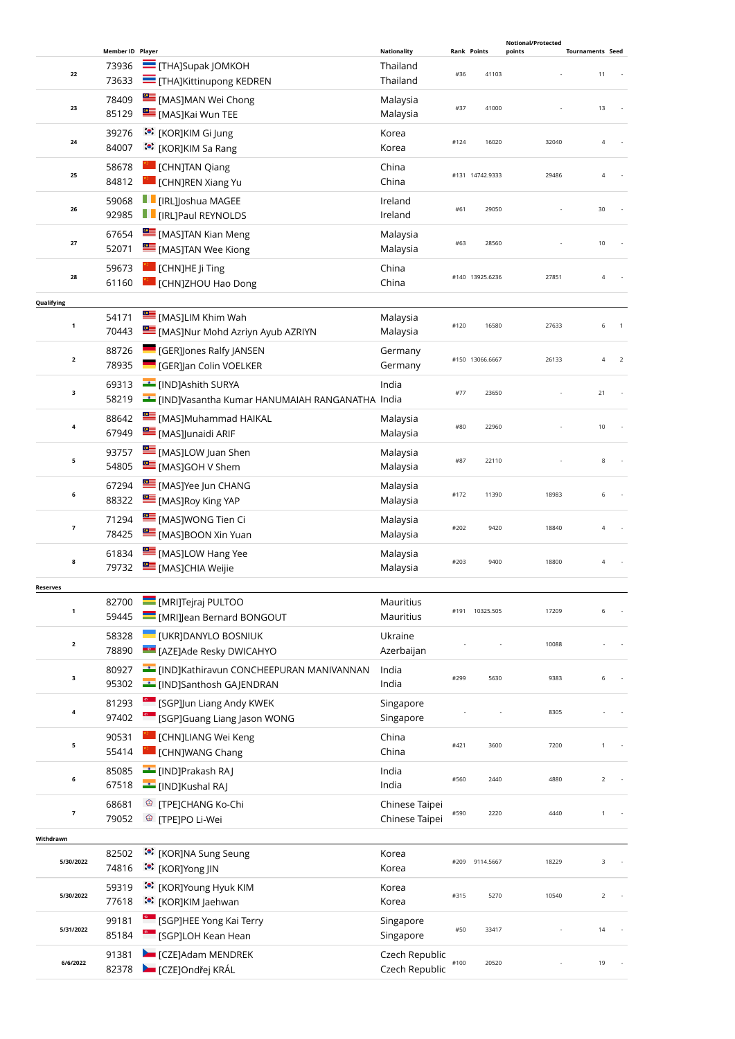|  | Member ID | Player | Nationality | Rank | Points | Notional/Protected points | Tournaments | Seed |
|---|---|---|---|---|---|---|---|---|
| 22 | 73936 | [THA]Supak JOMKOH | Thailand | #36 | 41103 | - | 11 | - |
|  | 73633 | [THA]Kittinupong KEDREN | Thailand |  |  |  |  |  |
| 23 | 78409 | [MAS]MAN Wei Chong | Malaysia | #37 | 41000 | - | 13 | - |
|  | 85129 | [MAS]Kai Wun TEE | Malaysia |  |  |  |  |  |
| 24 | 39276 | [KOR]KIM Gi Jung | Korea | #124 | 16020 | 32040 | 4 | - |
|  | 84007 | [KOR]KIM Sa Rang | Korea |  |  |  |  |  |
| 25 | 58678 | [CHN]TAN Qiang | China | #131 | 14742.9333 | 29486 | 4 | - |
|  | 84812 | [CHN]REN Xiang Yu | China |  |  |  |  |  |
| 26 | 59068 | [IRL]Joshua MAGEE | Ireland | #61 | 29050 | - | 30 | - |
|  | 92985 | [IRL]Paul REYNOLDS | Ireland |  |  |  |  |  |
| 27 | 67654 | [MAS]TAN Kian Meng | Malaysia | #63 | 28560 | - | 10 | - |
|  | 52071 | [MAS]TAN Wee Kiong | Malaysia |  |  |  |  |  |
| 28 | 59673 | [CHN]HE Ji Ting | China | #140 | 13925.6236 | 27851 | 4 | - |
|  | 61160 | [CHN]ZHOU Hao Dong | China |  |  |  |  |  |
| **Qualifying** |  |  |  |  |  |  |  |  |
| 1 | 54171 | [MAS]LIM Khim Wah | Malaysia | #120 | 16580 | 27633 | 6 | 1 |
|  | 70443 | [MAS]Nur Mohd Azriyn Ayub AZRIYN | Malaysia |  |  |  |  |  |
| 2 | 88726 | [GER]Jones Ralfy JANSEN | Germany | #150 | 13066.6667 | 26133 | 4 | 2 |
|  | 78935 | [GER]Jan Colin VOELKER | Germany |  |  |  |  |  |
| 3 | 69313 | [IND]Ashith SURYA | India | #77 | 23650 | - | 21 | - |
|  | 58219 | [IND]Vasantha Kumar HANUMAIAH RANGANATHA | India |  |  |  |  |  |
| 4 | 88642 | [MAS]Muhammad HAIKAL | Malaysia | #80 | 22960 | - | 10 | - |
|  | 67949 | [MAS]Junaidi ARIF | Malaysia |  |  |  |  |  |
| 5 | 93757 | [MAS]LOW Juan Shen | Malaysia | #87 | 22110 | - | 8 | - |
|  | 54805 | [MAS]GOH V Shem | Malaysia |  |  |  |  |  |
| 6 | 67294 | [MAS]Yee Jun CHANG | Malaysia | #172 | 11390 | 18983 | 6 | - |
|  | 88322 | [MAS]Roy King YAP | Malaysia |  |  |  |  |  |
| 7 | 71294 | [MAS]WONG Tien Ci | Malaysia | #202 | 9420 | 18840 | 4 | - |
|  | 78425 | [MAS]BOON Xin Yuan | Malaysia |  |  |  |  |  |
| 8 | 61834 | [MAS]LOW Hang Yee | Malaysia | #203 | 9400 | 18800 | 4 | - |
|  | 79732 | [MAS]CHIA Weijie | Malaysia |  |  |  |  |  |
| **Reserves** |  |  |  |  |  |  |  |  |
| 1 | 82700 | [MRI]Tejraj PULTOO | Mauritius | #191 | 10325.505 | 17209 | 6 | - |
|  | 59445 | [MRI]Jean Bernard BONGOUT | Mauritius |  |  |  |  |  |
| 2 | 58328 | [UKR]DANYLO BOSNIUK | Ukraine | - | - | 10088 | - | - |
|  | 78890 | [AZE]Ade Resky DWICAHYO | Azerbaijan |  |  |  |  |  |
| 3 | 80927 | [IND]Kathiravun CONCHEEPURAN MANIVANNAN | India | #299 | 5630 | 9383 | 6 | - |
|  | 95302 | [IND]Santhosh GAJENDRAN | India |  |  |  |  |  |
| 4 | 81293 | [SGP]Jun Liang Andy KWEK | Singapore | - | - | 8305 | - | - |
|  | 97402 | [SGP]Guang Liang Jason WONG | Singapore |  |  |  |  |  |
| 5 | 90531 | [CHN]LIANG Wei Keng | China | #421 | 3600 | 7200 | 1 | - |
|  | 55414 | [CHN]WANG Chang | China |  |  |  |  |  |
| 6 | 85085 | [IND]Prakash RAJ | India | #560 | 2440 | 4880 | 2 | - |
|  | 67518 | [IND]Kushal RAJ | India |  |  |  |  |  |
| 7 | 68681 | [TPE]CHANG Ko-Chi | Chinese Taipei | #590 | 2220 | 4440 | 1 | - |
|  | 79052 | [TPE]PO Li-Wei | Chinese Taipei |  |  |  |  |  |
| **Withdrawn** |  |  |  |  |  |  |  |  |
| 5/30/2022 | 82502 | [KOR]NA Sung Seung | Korea | #209 | 9114.5667 | 18229 | 3 | - |
|  | 74816 | [KOR]Yong JIN | Korea |  |  |  |  |  |
| 5/30/2022 | 59319 | [KOR]Young Hyuk KIM | Korea | #315 | 5270 | 10540 | 2 | - |
|  | 77618 | [KOR]KIM Jaehwan | Korea |  |  |  |  |  |
| 5/31/2022 | 99181 | [SGP]HEE Yong Kai Terry | Singapore | #50 | 33417 | - | 14 | - |
|  | 85184 | [SGP]LOH Kean Hean | Singapore |  |  |  |  |  |
| 6/6/2022 | 91381 | [CZE]Adam MENDREK | Czech Republic | #100 | 20520 | - | 19 | - |
|  | 82378 | [CZE]Ondřej KRÁL | Czech Republic |  |  |  |  |  |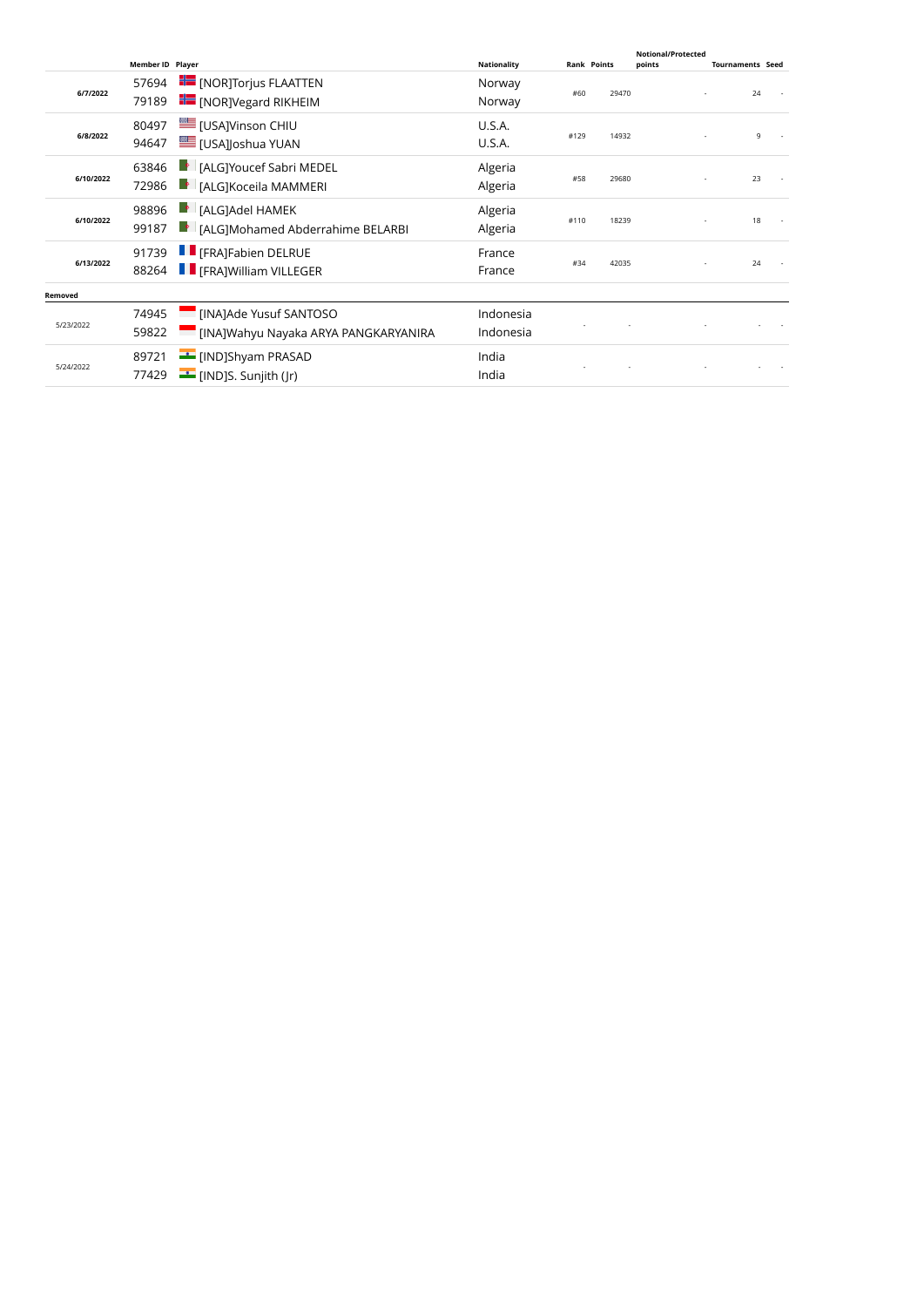| | Member ID | Player | Nationality | Rank | Points | Notional/Protected points | Tournaments | Seed |
|---|---|---|---|---|---|---|---|---|
| **6/7/2022** | 57694<br>79189 | [NOR]Torjus FLAATTEN<br>[NOR]Vegard RIKHEIM | Norway<br>Norway | #60 | 29470 | - | 24 | - |
| **6/8/2022** | 80497<br>94647 | [USA]Vinson CHIU<br>[USA]Joshua YUAN | U.S.A.<br>U.S.A. | #129 | 14932 | - | 9 | - |
| **6/10/2022** | 63846<br>72986 | [ALG]Youcef Sabri MEDEL<br>[ALG]Koceila MAMMERI | Algeria<br>Algeria | #58 | 29680 | - | 23 | - |
| **6/10/2022** | 98896<br>99187 | [ALG]Adel HAMEK<br>[ALG]Mohamed Abderrahime BELARBI | Algeria<br>Algeria | #110 | 18239 | - | 18 | - |
| **6/13/2022** | 91739<br>88264 | [FRA]Fabien DELRUE<br>[FRA]William VILLEGER | France<br>France | #34 | 42035 | - | 24 | - |
| **Removed** | | | | | | | | |
| 5/23/2022 | 74945<br>59822 | [INA]Ade Yusuf SANTOSO<br>[INA]Wahyu Nayaka ARYA PANGKARYANIRA | Indonesia<br>Indonesia | - | - | - | - | - |
| 5/24/2022 | 89721<br>77429 | [IND]Shyam PRASAD<br>[IND]S. Sunjith (Jr) | India<br>India | - | - | - | - | - |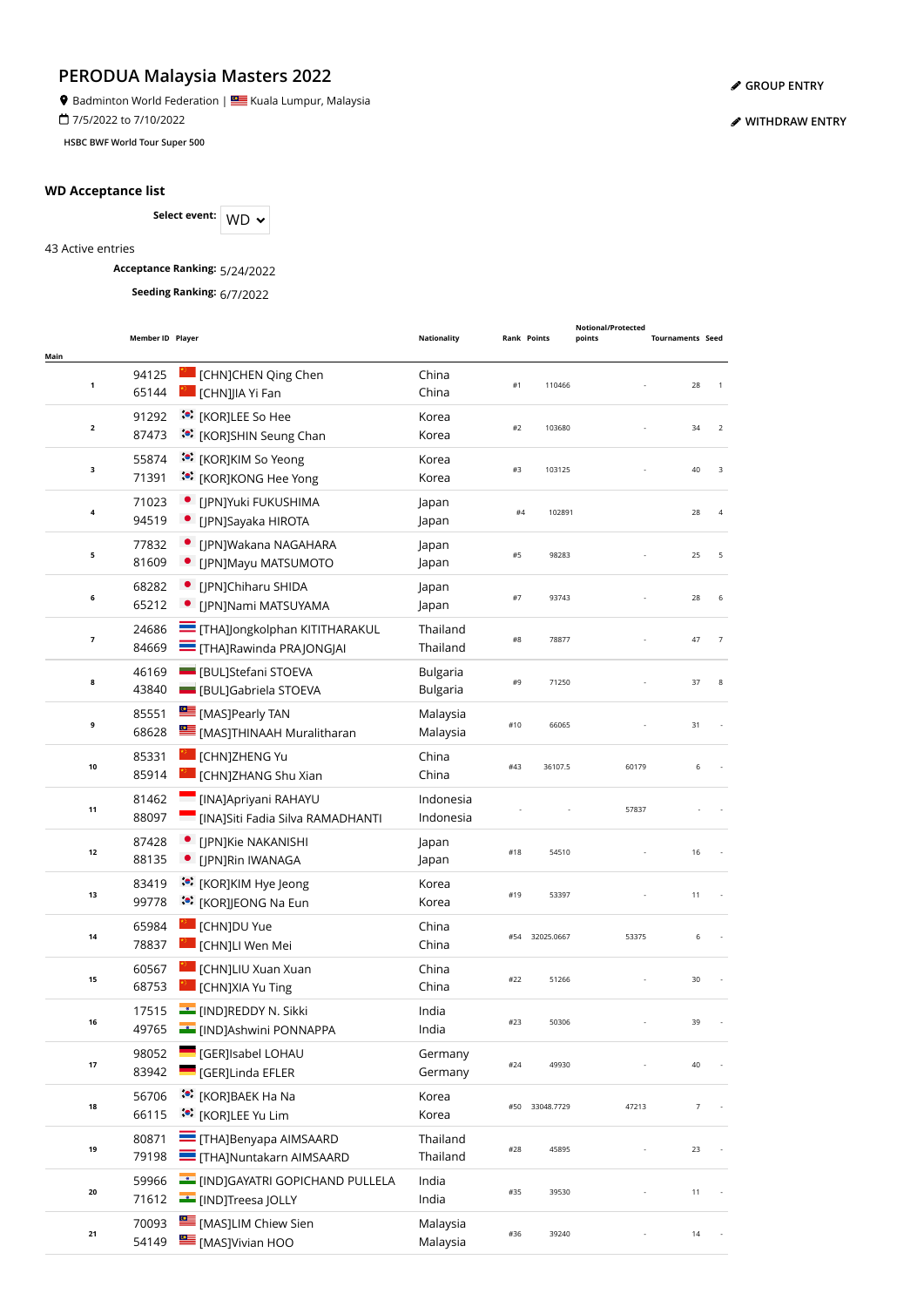# PERODUA Malaysia Masters 2022

Badminton World Federation | Kuala Lumpur, Malaysia

7/5/2022 to 7/10/2022

HSBC BWF World Tour Super 500

GROUP ENTRY

WITHDRAW ENTRY

## WD Acceptance list

**Select event:** WD

43 Active entries

**Acceptance Ranking:** 5/24/2022

**Seeding Ranking:** 6/7/2022

| Main | Member ID | Player | Nationality | Rank | Points | Notional/Protected points | Tournaments | Seed |
|---|---|---|---|---|---|---|---|---|
| 1 | 94125<br>65144 | [CHN]CHEN Qing Chen<br>[CHN]JIA Yi Fan | China<br>China | #1 | 110466 | - | 28 | 1 |
| 2 | 91292<br>87473 | [KOR]LEE So Hee<br>[KOR]SHIN Seung Chan | Korea<br>Korea | #2 | 103680 | - | 34 | 2 |
| 3 | 55874<br>71391 | [KOR]KIM So Yeong<br>[KOR]KONG Hee Yong | Korea<br>Korea | #3 | 103125 | - | 40 | 3 |
| 4 | 71023<br>94519 | [JPN]Yuki FUKUSHIMA<br>[JPN]Sayaka HIROTA | Japan<br>Japan | #4 | 102891 | - | 28 | 4 |
| 5 | 77832<br>81609 | [JPN]Wakana NAGAHARA<br>[JPN]Mayu MATSUMOTO | Japan<br>Japan | #5 | 98283 | - | 25 | 5 |
| 6 | 68282<br>65212 | [JPN]Chiharu SHIDA<br>[JPN]Nami MATSUYAMA | Japan<br>Japan | #7 | 93743 | - | 28 | 6 |
| 7 | 24686<br>84669 | [THA]Jongkolphan KITITHARAKUL<br>[THA]Rawinda PRAJONGJAI | Thailand<br>Thailand | #8 | 78877 | - | 47 | 7 |
| 8 | 46169<br>43840 | [BUL]Stefani STOEVA<br>[BUL]Gabriela STOEVA | Bulgaria<br>Bulgaria | #9 | 71250 | - | 37 | 8 |
| 9 | 85551<br>68628 | [MAS]Pearly TAN<br>[MAS]THINAAH Muralitharan | Malaysia<br>Malaysia | #10 | 66065 | - | 31 | - |
| 10 | 85331<br>85914 | [CHN]ZHENG Yu<br>[CHN]ZHANG Shu Xian | China<br>China | #43 | 36107.5 | 60179 | 6 | - |
| 11 | 81462<br>88097 | [INA]Apriyani RAHAYU<br>[INA]Siti Fadia Silva RAMADHANTI | Indonesia<br>Indonesia | - | - | 57837 | - | - |
| 12 | 87428<br>88135 | [JPN]Kie NAKANISHI<br>[JPN]Rin IWANAGA | Japan<br>Japan | #18 | 54510 | - | 16 | - |
| 13 | 83419<br>99778 | [KOR]KIM Hye Jeong<br>[KOR]JEONG Na Eun | Korea<br>Korea | #19 | 53397 | - | 11 | - |
| 14 | 65984<br>78837 | [CHN]DU Yue<br>[CHN]LI Wen Mei | China<br>China | #54 | 32025.0667 | 53375 | 6 | - |
| 15 | 60567<br>68753 | [CHN]LIU Xuan Xuan<br>[CHN]XIA Yu Ting | China<br>China | #22 | 51266 | - | 30 | - |
| 16 | 17515<br>49765 | [IND]REDDY N. Sikki<br>[IND]Ashwini PONNAPPA | India<br>India | #23 | 50306 | - | 39 | - |
| 17 | 98052<br>83942 | [GER]Isabel LOHAU<br>[GER]Linda EFLER | Germany<br>Germany | #24 | 49930 | - | 40 | - |
| 18 | 56706<br>66115 | [KOR]BAEK Ha Na<br>[KOR]LEE Yu Lim | Korea<br>Korea | #50 | 33048.7729 | 47213 | 7 | - |
| 19 | 80871<br>79198 | [THA]Benyapa AIMSAARD<br>[THA]Nuntakarn AIMSAARD | Thailand<br>Thailand | #28 | 45895 | - | 23 | - |
| 20 | 59966<br>71612 | [IND]GAYATRI GOPICHAND PULLELA<br>[IND]Treesa JOLLY | India<br>India | #35 | 39530 | - | 11 | - |
| 21 | 70093<br>54149 | [MAS]LIM Chiew Sien<br>[MAS]Vivian HOO | Malaysia<br>Malaysia | #36 | 39240 | - | 14 | - |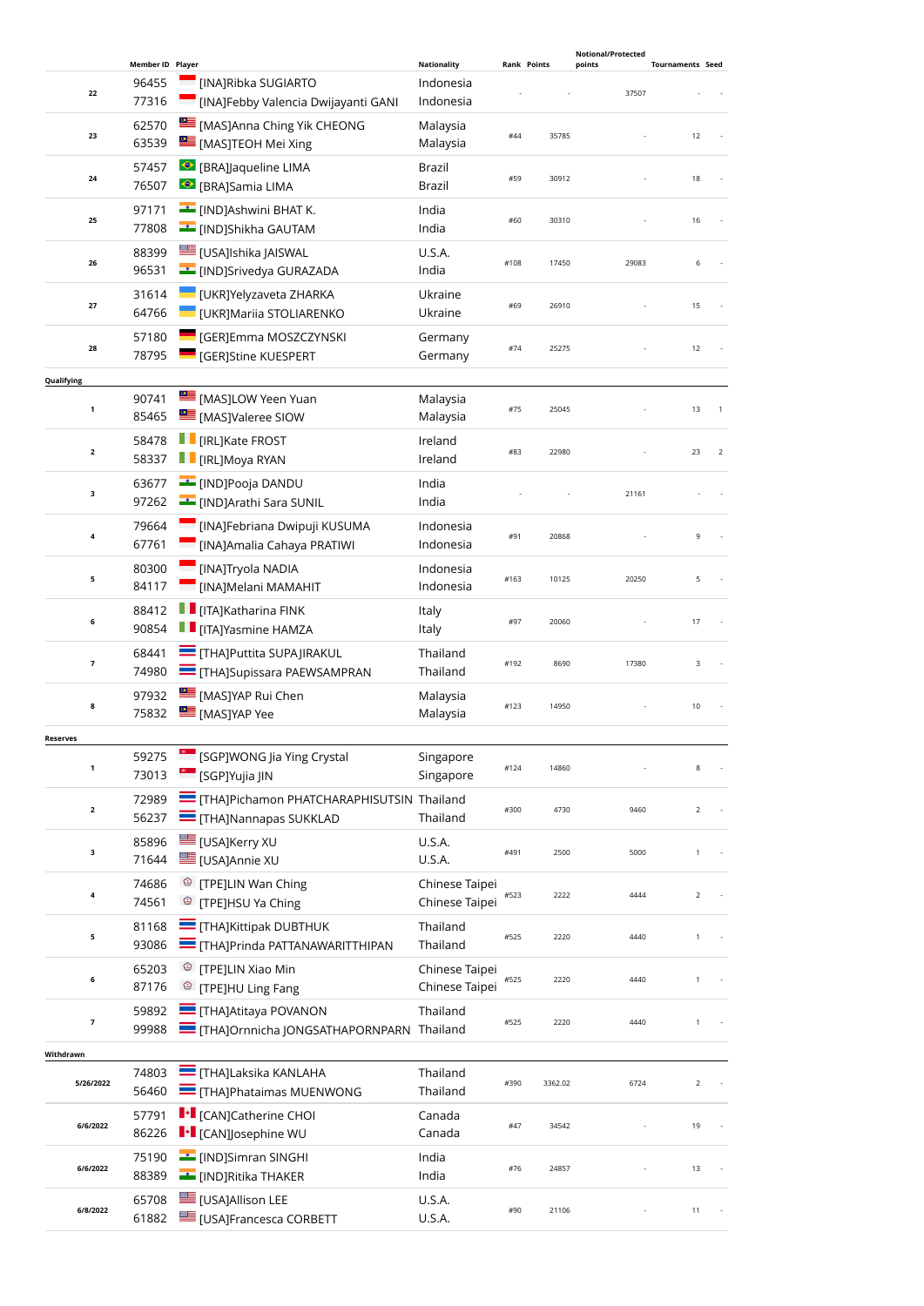| | Member ID | Player | Nationality | Rank | Points | Notional/Protected points | Tournaments | Seed |
|---|---|---|---|---|---|---|---|---|
| 22 | 96455<br>77316 | [INA]Ribka SUGIARTO<br>[INA]Febby Valencia Dwijayanti GANI | Indonesia<br>Indonesia | - | - | 37507 | - | - |
| 23 | 62570<br>63539 | [MAS]Anna Ching Yik CHEONG<br>[MAS]TEOH Mei Xing | Malaysia<br>Malaysia | #44 | 35785 | - | 12 | - |
| 24 | 57457<br>76507 | [BRA]Jaqueline LIMA<br>[BRA]Samia LIMA | Brazil<br>Brazil | #59 | 30912 | - | 18 | - |
| 25 | 97171<br>77808 | [IND]Ashwini BHAT K.<br>[IND]Shikha GAUTAM | India<br>India | #60 | 30310 | - | 16 | - |
| 26 | 88399<br>96531 | [USA]Ishika JAISWAL<br>[IND]Srivedya GURAZADA | U.S.A.<br>India | #108 | 17450 | 29083 | 6 | - |
| 27 | 31614<br>64766 | [UKR]Yelyzaveta ZHARKA<br>[UKR]Mariia STOLIARENKO | Ukraine<br>Ukraine | #69 | 26910 | - | 15 | - |
| 28 | 57180<br>78795 | [GER]Emma MOSZCZYNSKI<br>[GER]Stine KUESPERT | Germany<br>Germany | #74 | 25275 | - | 12 | - |
| **Qualifying** | | | | | | | | |
| 1 | 90741<br>85465 | [MAS]LOW Yeen Yuan<br>[MAS]Valeree SIOW | Malaysia<br>Malaysia | #75 | 25045 | - | 13 | 1 |
| 2 | 58478<br>58337 | [IRL]Kate FROST<br>[IRL]Moya RYAN | Ireland<br>Ireland | #83 | 22980 | - | 23 | 2 |
| 3 | 63677<br>97262 | [IND]Pooja DANDU<br>[IND]Arathi Sara SUNIL | India<br>India | - | - | 21161 | - | - |
| 4 | 79664<br>67761 | [INA]Febriana Dwipuji KUSUMA<br>[INA]Amalia Cahaya PRATIWI | Indonesia<br>Indonesia | #91 | 20868 | - | 9 | - |
| 5 | 80300<br>84117 | [INA]Tryola NADIA<br>[INA]Melani MAMAHIT | Indonesia<br>Indonesia | #163 | 10125 | 20250 | 5 | - |
| 6 | 88412<br>90854 | [ITA]Katharina FINK<br>[ITA]Yasmine HAMZA | Italy<br>Italy | #97 | 20060 | - | 17 | - |
| 7 | 68441<br>74980 | [THA]Puttita SUPAJIRAKUL<br>[THA]Supissara PAEWSAMPRAN | Thailand<br>Thailand | #192 | 8690 | 17380 | 3 | - |
| 8 | 97932<br>75832 | [MAS]YAP Rui Chen<br>[MAS]YAP Yee | Malaysia<br>Malaysia | #123 | 14950 | - | 10 | - |
| **Reserves** | | | | | | | | |
| 1 | 59275<br>73013 | [SGP]WONG Jia Ying Crystal<br>[SGP]Yujia JIN | Singapore<br>Singapore | #124 | 14860 | - | 8 | - |
| 2 | 72989<br>56237 | [THA]Pichamon PHATCHARAPHISUTSIN<br>[THA]Nannapas SUKKLAD | Thailand<br>Thailand | #300 | 4730 | 9460 | 2 | - |
| 3 | 85896<br>71644 | [USA]Kerry XU<br>[USA]Annie XU | U.S.A.<br>U.S.A. | #491 | 2500 | 5000 | 1 | - |
| 4 | 74686<br>74561 | [TPE]LIN Wan Ching<br>[TPE]HSU Ya Ching | Chinese Taipei<br>Chinese Taipei | #523 | 2222 | 4444 | 2 | - |
| 5 | 81168<br>93086 | [THA]Kittipak DUBTHUK<br>[THA]Prinda PATTANAWARITTHIPAN | Thailand<br>Thailand | #525 | 2220 | 4440 | 1 | - |
| 6 | 65203<br>87176 | [TPE]LIN Xiao Min<br>[TPE]HU Ling Fang | Chinese Taipei<br>Chinese Taipei | #525 | 2220 | 4440 | 1 | - |
| 7 | 59892<br>99988 | [THA]Atitaya POVANON<br>[THA]Ornnicha JONGSATHAPORNPARN | Thailand<br>Thailand | #525 | 2220 | 4440 | 1 | - |
| **Withdrawn** | | | | | | | | |
| 5/26/2022 | 74803<br>56460 | [THA]Laksika KANLAHA<br>[THA]Phataimas MUENWONG | Thailand<br>Thailand | #390 | 3362.02 | 6724 | 2 | - |
| 6/6/2022 | 57791<br>86226 | [CAN]Catherine CHOI<br>[CAN]Josephine WU | Canada<br>Canada | #47 | 34542 | - | 19 | - |
| 6/6/2022 | 75190<br>88389 | [IND]Simran SINGHI<br>[IND]Ritika THAKER | India<br>India | #76 | 24857 | - | 13 | - |
| 6/8/2022 | 65708<br>61882 | [USA]Allison LEE<br>[USA]Francesca CORBETT | U.S.A.<br>U.S.A. | #90 | 21106 | - | 11 | - |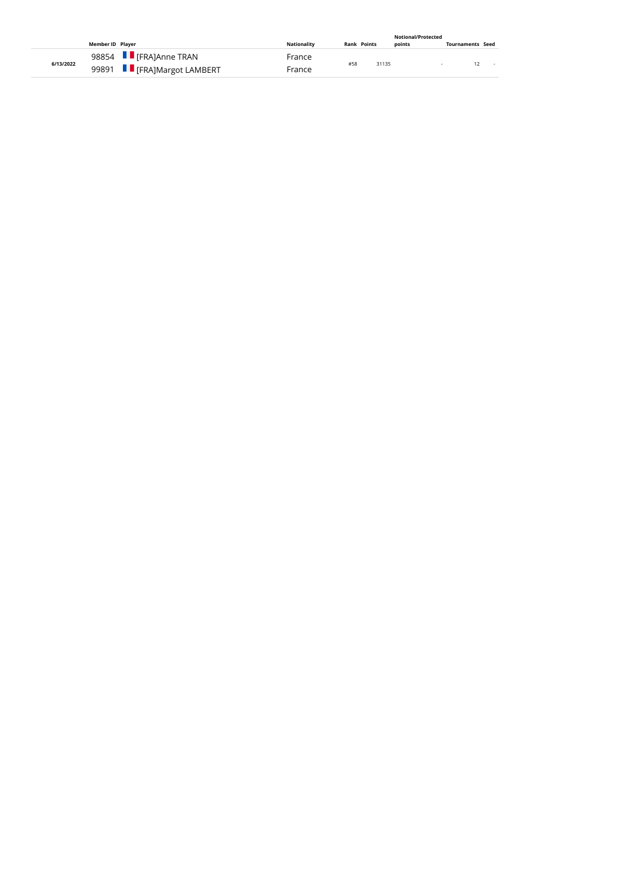| | Member ID | Player | Nationality | Rank | Points | Notional/Protected points | Tournaments | Seed |
|---|---|---|---|---|---|---|---|---|
| 6/13/2022 | 98854 | [FRA]Anne TRAN | France | #58 | 31135 | - | 12 | - |
| | 99891 | [FRA]Margot LAMBERT | France | | | | | |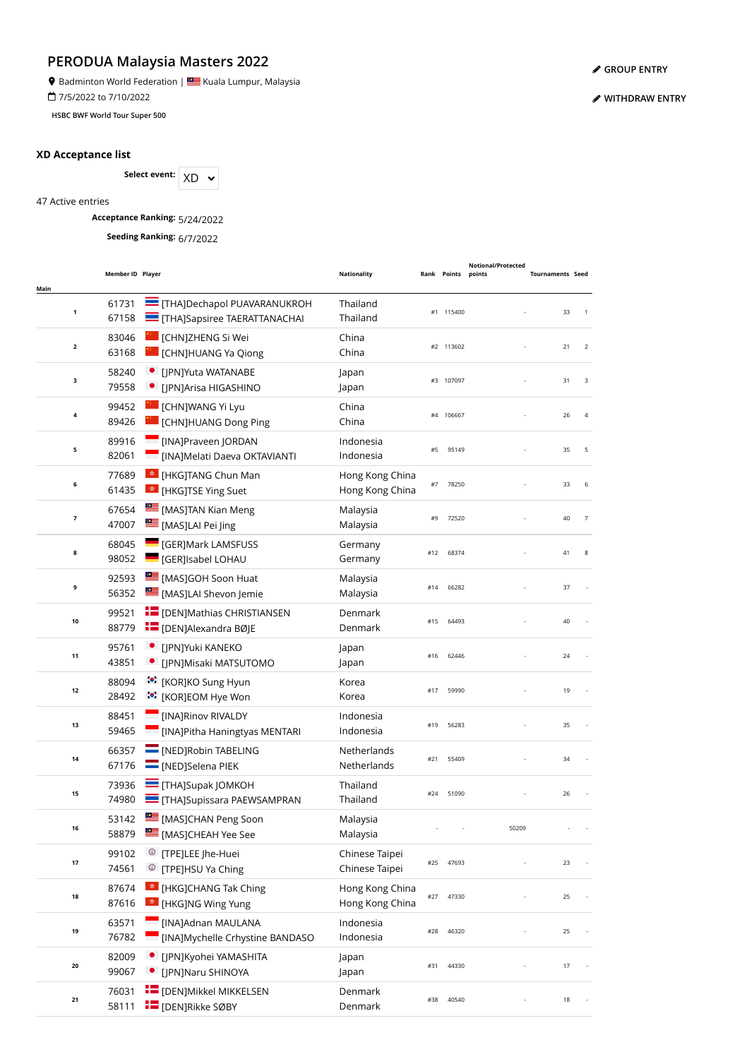# PERODUA Malaysia Masters 2022

Badminton World Federation | Kuala Lumpur, Malaysia

7/5/2022 to 7/10/2022

HSBC BWF World Tour Super 500

GROUP ENTRY

WITHDRAW ENTRY

**XD Acceptance list**

**Select event:** XD

47 Active entries

**Acceptance Ranking:** 5/24/2022

**Seeding Ranking:** 6/7/2022

| Main | Member ID | Player | Nationality | Rank | Points | Notional/Protected points | Tournaments | Seed |
|---|---|---|---|---|---|---|---|---|
| 1 | 61731<br>67158 | [THA]Dechapol PUAVARANUKROH<br>[THA]Sapsiree TAERATTANACHAI | Thailand<br>Thailand | #1 | 115400 | - | 33 | 1 |
| 2 | 83046<br>63168 | [CHN]ZHENG Si Wei<br>[CHN]HUANG Ya Qiong | China<br>China | #2 | 113602 | - | 21 | 2 |
| 3 | 58240<br>79558 | [JPN]Yuta WATANABE<br>[JPN]Arisa HIGASHINO | Japan<br>Japan | #3 | 107097 | - | 31 | 3 |
| 4 | 99452<br>89426 | [CHN]WANG Yi Lyu<br>[CHN]HUANG Dong Ping | China<br>China | #4 | 106667 | - | 26 | 4 |
| 5 | 89916<br>82061 | [INA]Praveen JORDAN<br>[INA]Melati Daeva OKTAVIANTI | Indonesia<br>Indonesia | #5 | 95149 | - | 35 | 5 |
| 6 | 77689<br>61435 | [HKG]TANG Chun Man<br>[HKG]TSE Ying Suet | Hong Kong China<br>Hong Kong China | #7 | 78250 | - | 33 | 6 |
| 7 | 67654<br>47007 | [MAS]TAN Kian Meng<br>[MAS]LAI Pei Jing | Malaysia<br>Malaysia | #9 | 72520 | - | 40 | 7 |
| 8 | 68045<br>98052 | [GER]Mark LAMSFUSS<br>[GER]Isabel LOHAU | Germany<br>Germany | #12 | 68374 | - | 41 | 8 |
| 9 | 92593<br>56352 | [MAS]GOH Soon Huat<br>[MAS]LAI Shevon Jemie | Malaysia<br>Malaysia | #14 | 66282 | - | 37 | - |
| 10 | 99521<br>88779 | [DEN]Mathias CHRISTIANSEN<br>[DEN]Alexandra BØJE | Denmark<br>Denmark | #15 | 64493 | - | 40 | - |
| 11 | 95761<br>43851 | [JPN]Yuki KANEKO<br>[JPN]Misaki MATSUTOMO | Japan<br>Japan | #16 | 62446 | - | 24 | - |
| 12 | 88094<br>28492 | [KOR]KO Sung Hyun<br>[KOR]EOM Hye Won | Korea<br>Korea | #17 | 59990 | - | 19 | - |
| 13 | 88451<br>59465 | [INA]Rinov RIVALDY<br>[INA]Pitha Haningtyas MENTARI | Indonesia<br>Indonesia | #19 | 56283 | - | 35 | - |
| 14 | 66357<br>67176 | [NED]Robin TABELING<br>[NED]Selena PIEK | Netherlands<br>Netherlands | #21 | 55409 | - | 34 | - |
| 15 | 73936<br>74980 | [THA]Supak JOMKOH<br>[THA]Supissara PAEWSAMPRAN | Thailand<br>Thailand | #24 | 51090 | - | 26 | - |
| 16 | 53142<br>58879 | [MAS]CHAN Peng Soon<br>[MAS]CHEAH Yee See | Malaysia<br>Malaysia | - | - | 50209 | - | - |
| 17 | 99102<br>74561 | [TPE]LEE Jhe-Huei<br>[TPE]HSU Ya Ching | Chinese Taipei<br>Chinese Taipei | #25 | 47693 | - | 23 | - |
| 18 | 87674<br>87616 | [HKG]CHANG Tak Ching<br>[HKG]NG Wing Yung | Hong Kong China<br>Hong Kong China | #27 | 47330 | - | 25 | - |
| 19 | 63571<br>76782 | [INA]Adnan MAULANA<br>[INA]Mychelle Crhystine BANDASO | Indonesia<br>Indonesia | #28 | 46320 | - | 25 | - |
| 20 | 82009<br>99067 | [JPN]Kyohei YAMASHITA<br>[JPN]Naru SHINOYA | Japan<br>Japan | #31 | 44330 | - | 17 | - |
| 21 | 76031<br>58111 | [DEN]Mikkel MIKKELSEN<br>[DEN]Rikke SØBY | Denmark<br>Denmark | #38 | 40540 | - | 18 | - |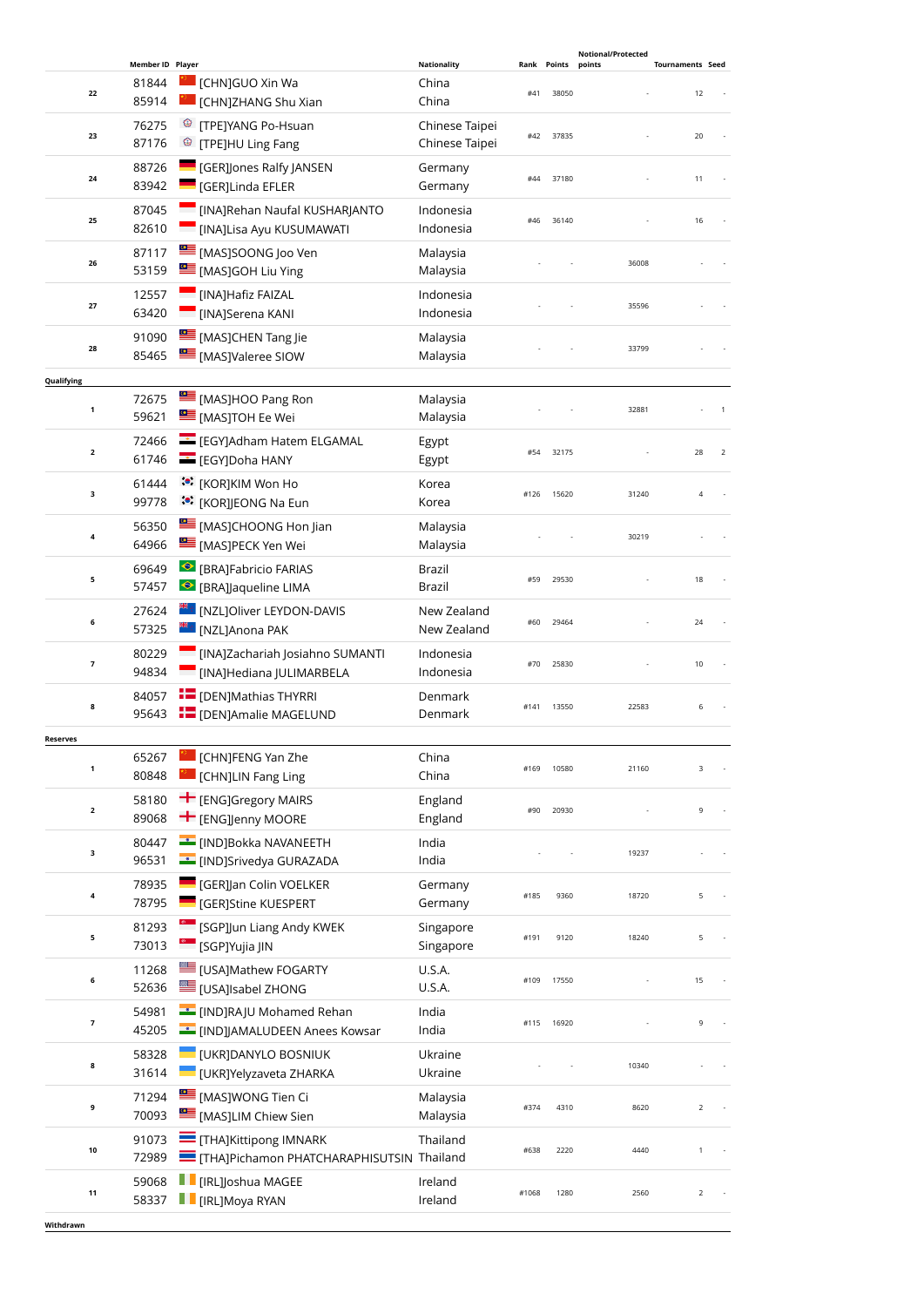| | Member ID | Player | Nationality | Rank | Points | Notional/Protected points | Tournaments | Seed |
|---|---|---|---|---|---|---|---|---|
| 22 | 81844<br>85914 | [CHN]GUO Xin Wa<br>[CHN]ZHANG Shu Xian | China<br>China | #41 | 38050 | - | 12 | - |
| 23 | 76275<br>87176 | [TPE]YANG Po-Hsuan<br>[TPE]HU Ling Fang | Chinese Taipei<br>Chinese Taipei | #42 | 37835 | - | 20 | - |
| 24 | 88726<br>83942 | [GER]Jones Ralfy JANSEN<br>[GER]Linda EFLER | Germany<br>Germany | #44 | 37180 | - | 11 | - |
| 25 | 87045<br>82610 | [INA]Rehan Naufal KUSHARJANTO<br>[INA]Lisa Ayu KUSUMAWATI | Indonesia<br>Indonesia | #46 | 36140 | - | 16 | - |
| 26 | 87117<br>53159 | [MAS]SOONG Joo Ven<br>[MAS]GOH Liu Ying | Malaysia<br>Malaysia | - | - | 36008 | - | - |
| 27 | 12557<br>63420 | [INA]Hafiz FAIZAL<br>[INA]Serena KANI | Indonesia<br>Indonesia | - | - | 35596 | - | - |
| 28 | 91090<br>85465 | [MAS]CHEN Tang Jie<br>[MAS]Valeree SIOW | Malaysia<br>Malaysia | - | - | 33799 | - | - |
| **Qualifying** | | | | | | | | |
| 1 | 72675<br>59621 | [MAS]HOO Pang Ron<br>[MAS]TOH Ee Wei | Malaysia<br>Malaysia | - | - | 32881 | - | 1 |
| 2 | 72466<br>61746 | [EGY]Adham Hatem ELGAMAL<br>[EGY]Doha HANY | Egypt<br>Egypt | #54 | 32175 | - | 28 | 2 |
| 3 | 61444<br>99778 | [KOR]KIM Won Ho<br>[KOR]JEONG Na Eun | Korea<br>Korea | #126 | 15620 | 31240 | 4 | - |
| 4 | 56350<br>64966 | [MAS]CHOONG Hon Jian<br>[MAS]PECK Yen Wei | Malaysia<br>Malaysia | - | - | 30219 | - | - |
| 5 | 69649<br>57457 | [BRA]Fabricio FARIAS<br>[BRA]Jaqueline LIMA | Brazil<br>Brazil | #59 | 29530 | - | 18 | - |
| 6 | 27624<br>57325 | [NZL]Oliver LEYDON-DAVIS<br>[NZL]Anona PAK | New Zealand<br>New Zealand | #60 | 29464 | - | 24 | - |
| 7 | 80229<br>94834 | [INA]Zachariah Josiahno SUMANTI<br>[INA]Hediana JULIMARBELA | Indonesia<br>Indonesia | #70 | 25830 | - | 10 | - |
| 8 | 84057<br>95643 | [DEN]Mathias THYRRI<br>[DEN]Amalie MAGELUND | Denmark<br>Denmark | #141 | 13550 | 22583 | 6 | - |
| **Reserves** | | | | | | | | |
| 1 | 65267<br>80848 | [CHN]FENG Yan Zhe<br>[CHN]LIN Fang Ling | China<br>China | #169 | 10580 | 21160 | 3 | - |
| 2 | 58180<br>89068 | [ENG]Gregory MAIRS<br>[ENG]Jenny MOORE | England<br>England | #90 | 20930 | - | 9 | - |
| 3 | 80447<br>96531 | [IND]Bokka NAVANEETH<br>[IND]Srivedya GURAZADA | India<br>India | - | - | 19237 | - | - |
| 4 | 78935<br>78795 | [GER]Jan Colin VOELKER<br>[GER]Stine KUESPERT | Germany<br>Germany | #185 | 9360 | 18720 | 5 | - |
| 5 | 81293<br>73013 | [SGP]Jun Liang Andy KWEK<br>[SGP]Yujia JIN | Singapore<br>Singapore | #191 | 9120 | 18240 | 5 | - |
| 6 | 11268<br>52636 | [USA]Mathew FOGARTY<br>[USA]Isabel ZHONG | U.S.A.<br>U.S.A. | #109 | 17550 | - | 15 | - |
| 7 | 54981<br>45205 | [IND]RAJU Mohamed Rehan<br>[IND]JAMALUDEEN Anees Kowsar | India<br>India | #115 | 16920 | - | 9 | - |
| 8 | 58328<br>31614 | [UKR]DANYLO BOSNIUK<br>[UKR]Yelyzaveta ZHARKA | Ukraine<br>Ukraine | - | - | 10340 | - | - |
| 9 | 71294<br>70093 | [MAS]WONG Tien Ci<br>[MAS]LIM Chiew Sien | Malaysia<br>Malaysia | #374 | 4310 | 8620 | 2 | - |
| 10 | 91073<br>72989 | [THA]Kittipong IMNARK<br>[THA]Pichamon PHATCHARAPHISUTSIN | Thailand<br>Thailand | #638 | 2220 | 4440 | 1 | - |
| 11 | 59068<br>58337 | [IRL]Joshua MAGEE<br>[IRL]Moya RYAN | Ireland<br>Ireland | #1068 | 1280 | 2560 | 2 | - |
| **Withdrawn** | | | | | | | | |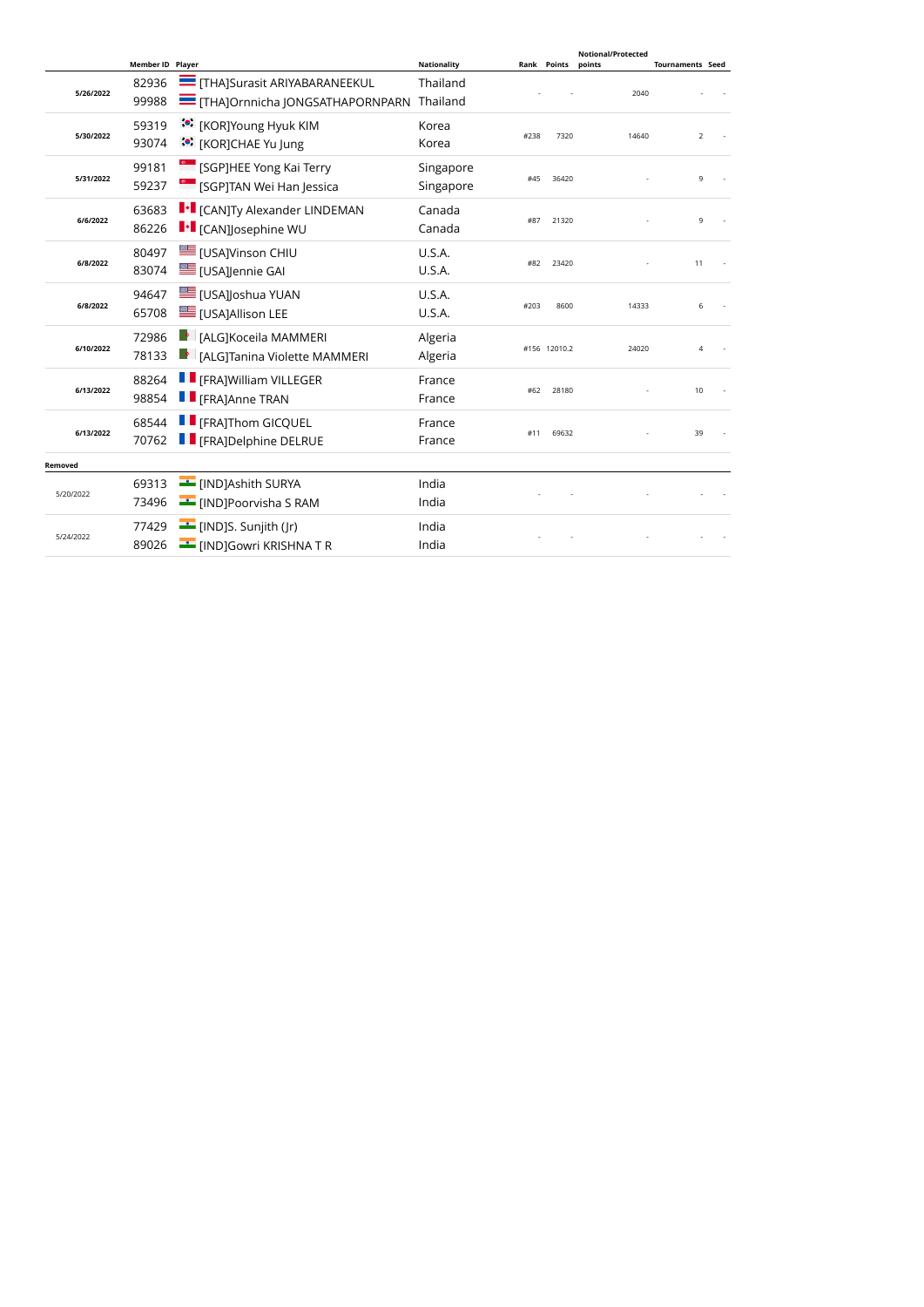| | Member ID | Player | Nationality | Rank | Points | Notional/Protected points | Tournaments | Seed |
|---|---|---|---|---|---|---|---|---|
| 5/26/2022 | 82936 | [THA]Surasit ARIYABARANEEKUL | Thailand | - | - | 2040 | - | - |
| | 99988 | [THA]Ornnicha JONGSATHAPORNPARN | Thailand | | | | | |
| 5/30/2022 | 59319 | [KOR]Young Hyuk KIM | Korea | #238 | 7320 | 14640 | 2 | - |
| | 93074 | [KOR]CHAE Yu Jung | Korea | | | | | |
| 5/31/2022 | 99181 | [SGP]HEE Yong Kai Terry | Singapore | #45 | 36420 | - | 9 | - |
| | 59237 | [SGP]TAN Wei Han Jessica | Singapore | | | | | |
| 6/6/2022 | 63683 | [CAN]Ty Alexander LINDEMAN | Canada | #87 | 21320 | - | 9 | - |
| | 86226 | [CAN]Josephine WU | Canada | | | | | |
| 6/8/2022 | 80497 | [USA]Vinson CHIU | U.S.A. | #82 | 23420 | - | 11 | - |
| | 83074 | [USA]Jennie GAI | U.S.A. | | | | | |
| 6/8/2022 | 94647 | [USA]Joshua YUAN | U.S.A. | #203 | 8600 | 14333 | 6 | - |
| | 65708 | [USA]Allison LEE | U.S.A. | | | | | |
| 6/10/2022 | 72986 | [ALG]Koceila MAMMERI | Algeria | #156 | 12010.2 | 24020 | 4 | - |
| | 78133 | [ALG]Tanina Violette MAMMERI | Algeria | | | | | |
| 6/13/2022 | 88264 | [FRA]William VILLEGER | France | #62 | 28180 | - | 10 | - |
| | 98854 | [FRA]Anne TRAN | France | | | | | |
| 6/13/2022 | 68544 | [FRA]Thom GICQUEL | France | #11 | 69632 | - | 39 | - |
| | 70762 | [FRA]Delphine DELRUE | France | | | | | |
| **Removed** | | | | | | | | |
| 5/20/2022 | 69313 | [IND]Ashith SURYA | India | - | - | - | - | - |
| | 73496 | [IND]Poorvisha S RAM | India | | | | | |
| 5/24/2022 | 77429 | [IND]S. Sunjith (Jr) | India | - | - | - | - | - |
| | 89026 | [IND]Gowri KRISHNA T R | India | | | | | |